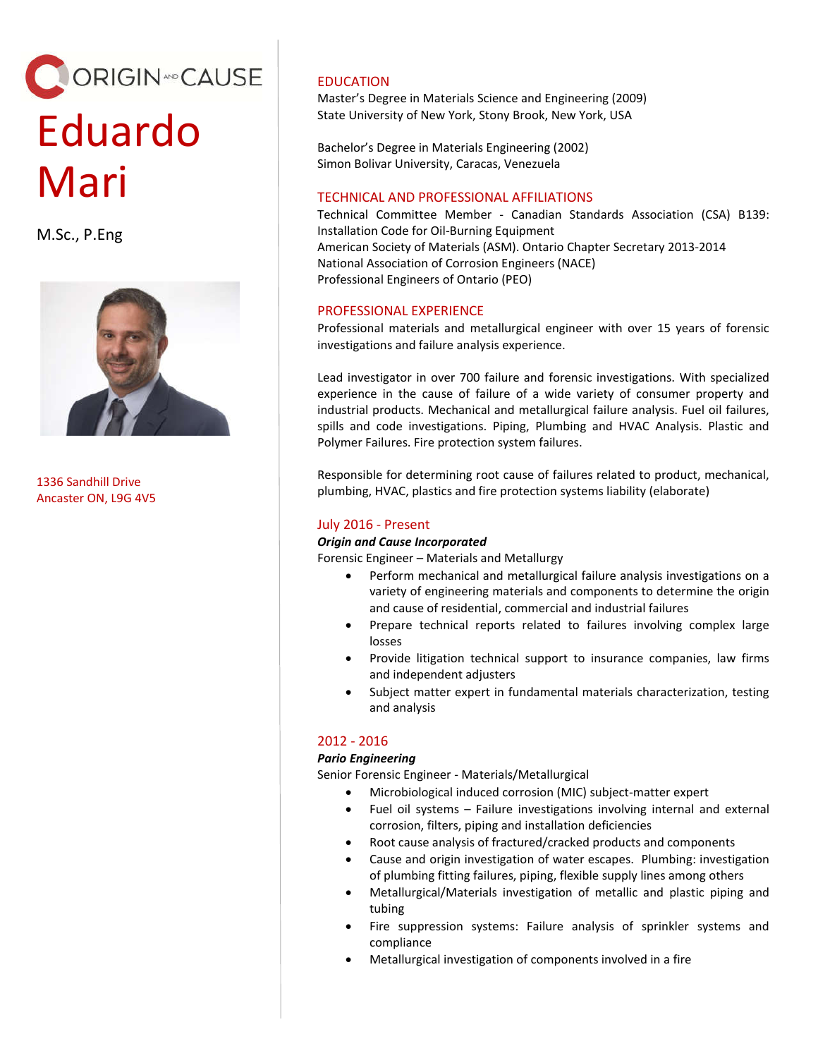ORIGIN AND CAUSE

# Eduardo Mari

M.Sc., P.Eng

1336 Sandhill Drive
Ancaster ON, L9G 4V5

## EDUCATION

Master's Degree in Materials Science and Engineering (2009)
State University of New York, Stony Brook, New York, USA

Bachelor's Degree in Materials Engineering (2002)
Simon Bolivar University, Caracas, Venezuela

## TECHNICAL AND PROFESSIONAL AFFILIATIONS

Technical Committee Member - Canadian Standards Association (CSA) B139: Installation Code for Oil-Burning Equipment
American Society of Materials (ASM). Ontario Chapter Secretary 2013-2014
National Association of Corrosion Engineers (NACE)
Professional Engineers of Ontario (PEO)

## PROFESSIONAL EXPERIENCE

Professional materials and metallurgical engineer with over 15 years of forensic investigations and failure analysis experience.

Lead investigator in over 700 failure and forensic investigations. With specialized experience in the cause of failure of a wide variety of consumer property and industrial products. Mechanical and metallurgical failure analysis. Fuel oil failures, spills and code investigations. Piping, Plumbing and HVAC Analysis. Plastic and Polymer Failures. Fire protection system failures.

Responsible for determining root cause of failures related to product, mechanical, plumbing, HVAC, plastics and fire protection systems liability (elaborate)

### July 2016 - Present

***Origin and Cause Incorporated***
Forensic Engineer – Materials and Metallurgy

- Perform mechanical and metallurgical failure analysis investigations on a variety of engineering materials and components to determine the origin and cause of residential, commercial and industrial failures
- Prepare technical reports related to failures involving complex large losses
- Provide litigation technical support to insurance companies, law firms and independent adjusters
- Subject matter expert in fundamental materials characterization, testing and analysis

### 2012 - 2016

***Pario Engineering***
Senior Forensic Engineer - Materials/Metallurgical

- Microbiological induced corrosion (MIC) subject-matter expert
- Fuel oil systems – Failure investigations involving internal and external corrosion, filters, piping and installation deficiencies
- Root cause analysis of fractured/cracked products and components
- Cause and origin investigation of water escapes. Plumbing: investigation of plumbing fitting failures, piping, flexible supply lines among others
- Metallurgical/Materials investigation of metallic and plastic piping and tubing
- Fire suppression systems: Failure analysis of sprinkler systems and compliance
- Metallurgical investigation of components involved in a fire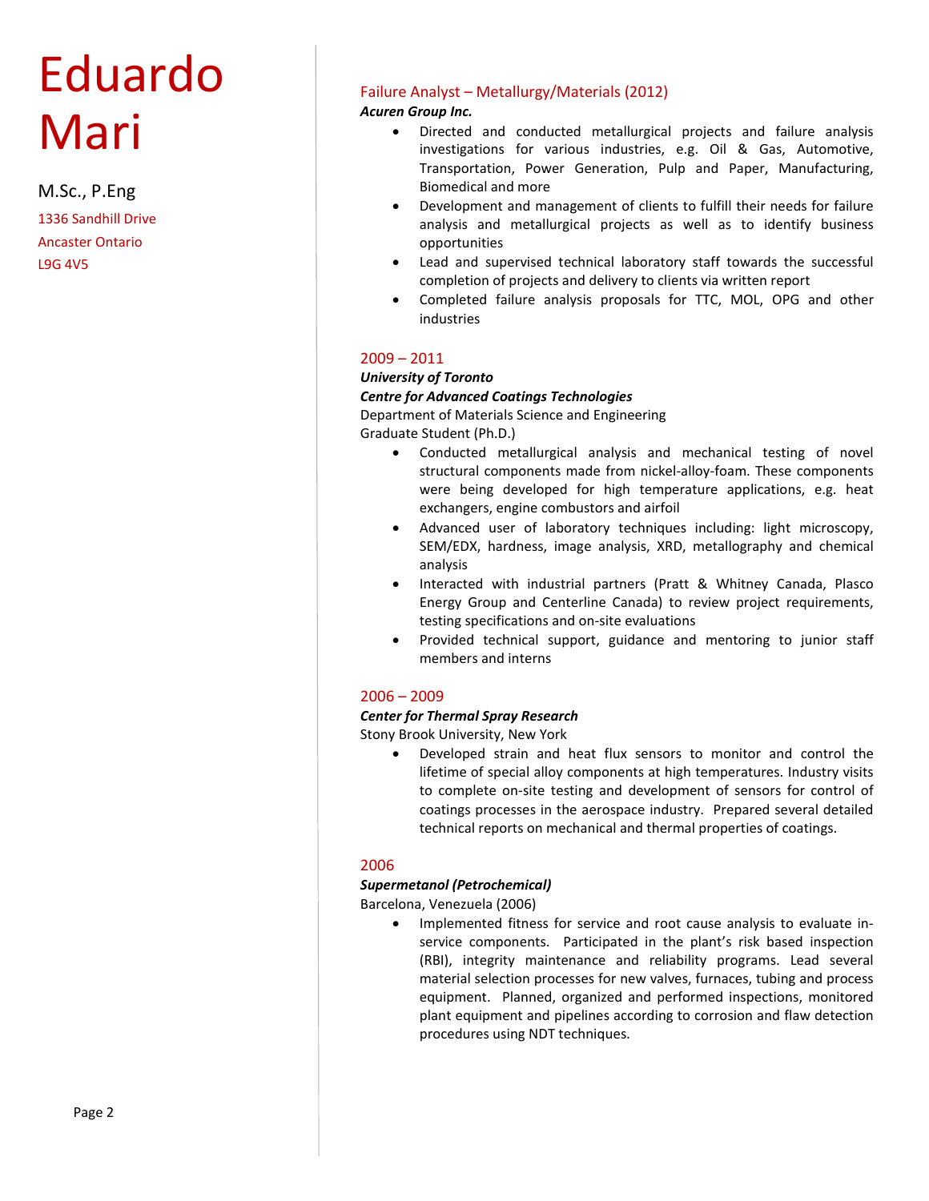# Eduardo Mari

M.Sc., P.Eng

1336 Sandhill Drive
Ancaster Ontario
L9G 4V5

### Failure Analyst – Metallurgy/Materials (2012)

***Acuren Group Inc.***

- Directed and conducted metallurgical projects and failure analysis investigations for various industries, e.g. Oil & Gas, Automotive, Transportation, Power Generation, Pulp and Paper, Manufacturing, Biomedical and more
- Development and management of clients to fulfill their needs for failure analysis and metallurgical projects as well as to identify business opportunities
- Lead and supervised technical laboratory staff towards the successful completion of projects and delivery to clients via written report
- Completed failure analysis proposals for TTC, MOL, OPG and other industries

### 2009 – 2011

***University of Toronto***
***Centre for Advanced Coatings Technologies***
Department of Materials Science and Engineering
Graduate Student (Ph.D.)

- Conducted metallurgical analysis and mechanical testing of novel structural components made from nickel-alloy-foam. These components were being developed for high temperature applications, e.g. heat exchangers, engine combustors and airfoil
- Advanced user of laboratory techniques including: light microscopy, SEM/EDX, hardness, image analysis, XRD, metallography and chemical analysis
- Interacted with industrial partners (Pratt & Whitney Canada, Plasco Energy Group and Centerline Canada) to review project requirements, testing specifications and on-site evaluations
- Provided technical support, guidance and mentoring to junior staff members and interns

### 2006 – 2009

***Center for Thermal Spray Research***
Stony Brook University, New York

- Developed strain and heat flux sensors to monitor and control the lifetime of special alloy components at high temperatures. Industry visits to complete on-site testing and development of sensors for control of coatings processes in the aerospace industry. Prepared several detailed technical reports on mechanical and thermal properties of coatings.

### 2006

***Supermetanol (Petrochemical)***
Barcelona, Venezuela (2006)

- Implemented fitness for service and root cause analysis to evaluate in-service components. Participated in the plant's risk based inspection (RBI), integrity maintenance and reliability programs. Lead several material selection processes for new valves, furnaces, tubing and process equipment. Planned, organized and performed inspections, monitored plant equipment and pipelines according to corrosion and flaw detection procedures using NDT techniques.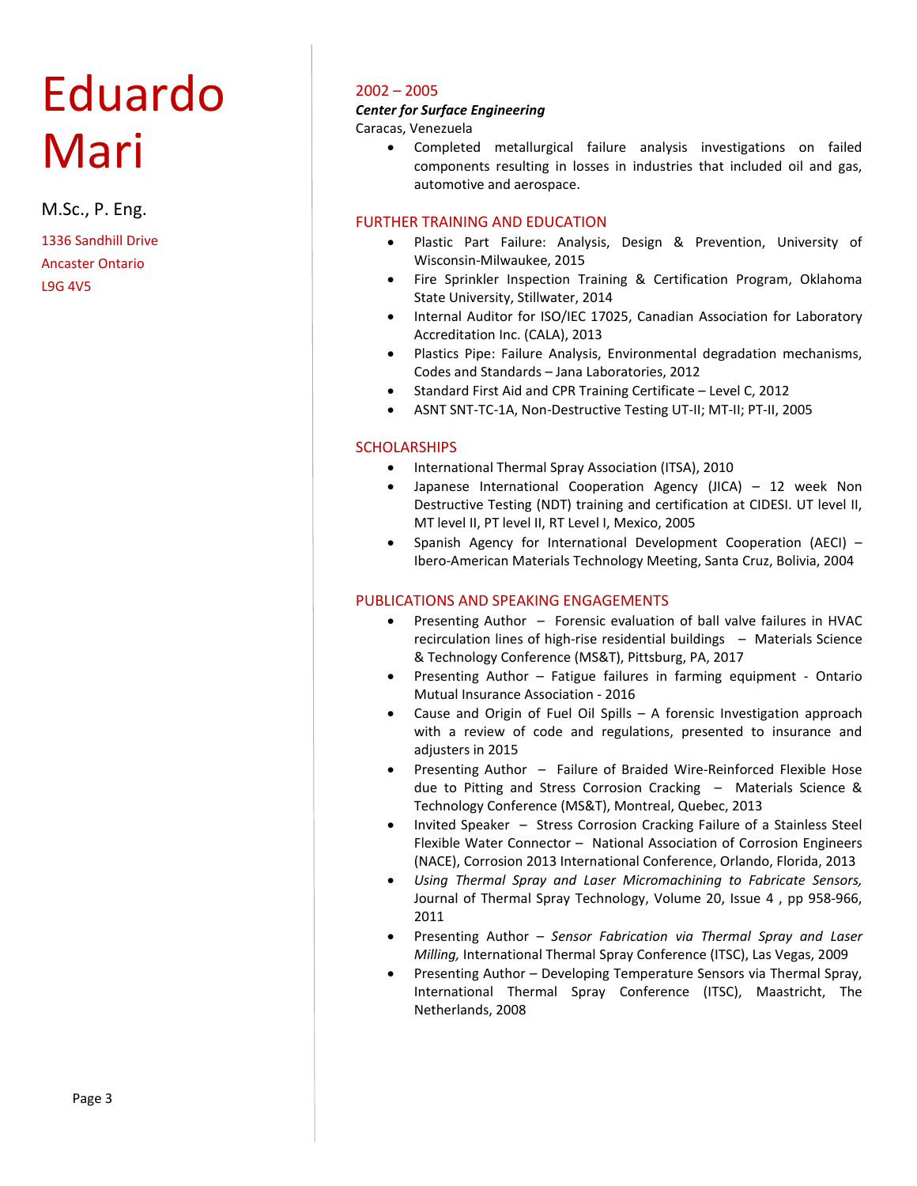# Eduardo Mari

M.Sc., P. Eng.

1336 Sandhill Drive
Ancaster Ontario
L9G 4V5

2002 – 2005

***Center for Surface Engineering***

Caracas, Venezuela

- Completed metallurgical failure analysis investigations on failed components resulting in losses in industries that included oil and gas, automotive and aerospace.

## FURTHER TRAINING AND EDUCATION

- Plastic Part Failure: Analysis, Design & Prevention, University of Wisconsin-Milwaukee, 2015
- Fire Sprinkler Inspection Training & Certification Program, Oklahoma State University, Stillwater, 2014
- Internal Auditor for ISO/IEC 17025, Canadian Association for Laboratory Accreditation Inc. (CALA), 2013
- Plastics Pipe: Failure Analysis, Environmental degradation mechanisms, Codes and Standards – Jana Laboratories, 2012
- Standard First Aid and CPR Training Certificate – Level C, 2012
- ASNT SNT-TC-1A, Non-Destructive Testing UT-II; MT-II; PT-II, 2005

## SCHOLARSHIPS

- International Thermal Spray Association (ITSA), 2010
- Japanese International Cooperation Agency (JICA) – 12 week Non Destructive Testing (NDT) training and certification at CIDESI. UT level II, MT level II, PT level II, RT Level I, Mexico, 2005
- Spanish Agency for International Development Cooperation (AECI) – Ibero-American Materials Technology Meeting, Santa Cruz, Bolivia, 2004

## PUBLICATIONS AND SPEAKING ENGAGEMENTS

- Presenting Author – Forensic evaluation of ball valve failures in HVAC recirculation lines of high-rise residential buildings – Materials Science & Technology Conference (MS&T), Pittsburg, PA, 2017
- Presenting Author – Fatigue failures in farming equipment - Ontario Mutual Insurance Association - 2016
- Cause and Origin of Fuel Oil Spills – A forensic Investigation approach with a review of code and regulations, presented to insurance and adjusters in 2015
- Presenting Author – Failure of Braided Wire-Reinforced Flexible Hose due to Pitting and Stress Corrosion Cracking – Materials Science & Technology Conference (MS&T), Montreal, Quebec, 2013
- Invited Speaker – Stress Corrosion Cracking Failure of a Stainless Steel Flexible Water Connector – National Association of Corrosion Engineers (NACE), Corrosion 2013 International Conference, Orlando, Florida, 2013
- *Using Thermal Spray and Laser Micromachining to Fabricate Sensors,* Journal of Thermal Spray Technology, Volume 20, Issue 4 , pp 958-966, 2011
- Presenting Author – *Sensor Fabrication via Thermal Spray and Laser Milling,* International Thermal Spray Conference (ITSC), Las Vegas, 2009
- Presenting Author – Developing Temperature Sensors via Thermal Spray, International Thermal Spray Conference (ITSC), Maastricht, The Netherlands, 2008